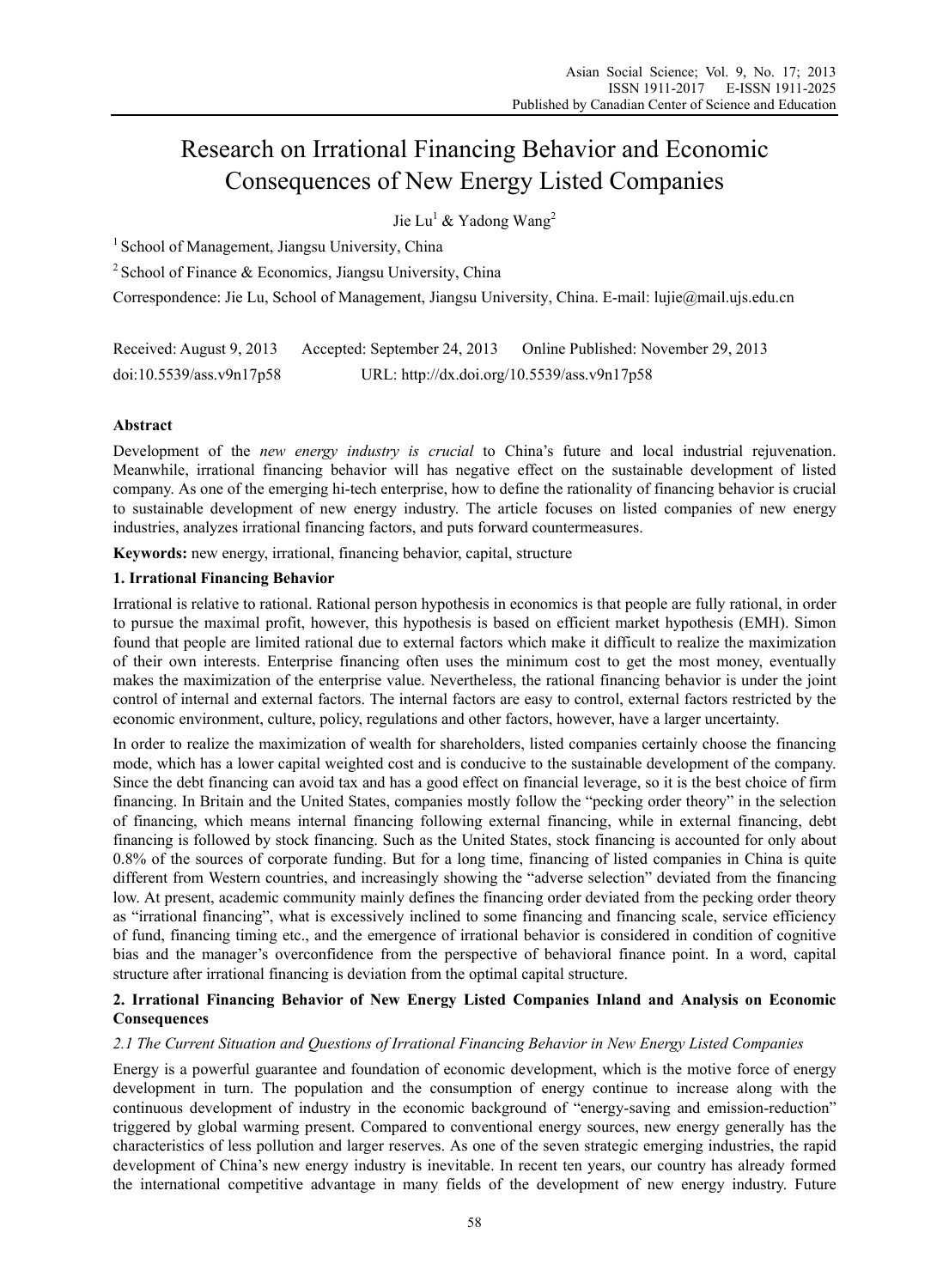# Research on Irrational Financing Behavior and Economic Consequences of New Energy Listed Companies

Jie Lu[1] & Yadong Wang[2]

[1] School of Management, Jiangsu University, China

[2] School of Finance & Economics, Jiangsu University, China

Correspondence: Jie Lu, School of Management, Jiangsu University, China. E-mail: lujie@mail.ujs.edu.cn

Received: August 9, 2013 Accepted: September 24, 2013 Online Published: November 29, 2013

doi:10.5539/ass.v9n17p58 URL: http://dx.doi.org/10.5539/ass.v9n17p58

## Abstract

Development of the *new energy industry is crucial* to China's future and local industrial rejuvenation. Meanwhile, irrational financing behavior will has negative effect on the sustainable development of listed company. As one of the emerging hi-tech enterprise, how to define the rationality of financing behavior is crucial to sustainable development of new energy industry. The article focuses on listed companies of new energy industries, analyzes irrational financing factors, and puts forward countermeasures.

**Keywords:** new energy, irrational, financing behavior, capital, structure

## 1. Irrational Financing Behavior

Irrational is relative to rational. Rational person hypothesis in economics is that people are fully rational, in order to pursue the maximal profit, however, this hypothesis is based on efficient market hypothesis (EMH). Simon found that people are limited rational due to external factors which make it difficult to realize the maximization of their own interests. Enterprise financing often uses the minimum cost to get the most money, eventually makes the maximization of the enterprise value. Nevertheless, the rational financing behavior is under the joint control of internal and external factors. The internal factors are easy to control, external factors restricted by the economic environment, culture, policy, regulations and other factors, however, have a larger uncertainty.

In order to realize the maximization of wealth for shareholders, listed companies certainly choose the financing mode, which has a lower capital weighted cost and is conducive to the sustainable development of the company. Since the debt financing can avoid tax and has a good effect on financial leverage, so it is the best choice of firm financing. In Britain and the United States, companies mostly follow the "pecking order theory" in the selection of financing, which means internal financing following external financing, while in external financing, debt financing is followed by stock financing. Such as the United States, stock financing is accounted for only about 0.8% of the sources of corporate funding. But for a long time, financing of listed companies in China is quite different from Western countries, and increasingly showing the "adverse selection" deviated from the financing low. At present, academic community mainly defines the financing order deviated from the pecking order theory as "irrational financing", what is excessively inclined to some financing and financing scale, service efficiency of fund, financing timing etc., and the emergence of irrational behavior is considered in condition of cognitive bias and the manager's overconfidence from the perspective of behavioral finance point. In a word, capital structure after irrational financing is deviation from the optimal capital structure.

## 2. Irrational Financing Behavior of New Energy Listed Companies Inland and Analysis on Economic Consequences

### *2.1 The Current Situation and Questions of Irrational Financing Behavior in New Energy Listed Companies*

Energy is a powerful guarantee and foundation of economic development, which is the motive force of energy development in turn. The population and the consumption of energy continue to increase along with the continuous development of industry in the economic background of "energy-saving and emission-reduction" triggered by global warming present. Compared to conventional energy sources, new energy generally has the characteristics of less pollution and larger reserves. As one of the seven strategic emerging industries, the rapid development of China's new energy industry is inevitable. In recent ten years, our country has already formed the international competitive advantage in many fields of the development of new energy industry. Future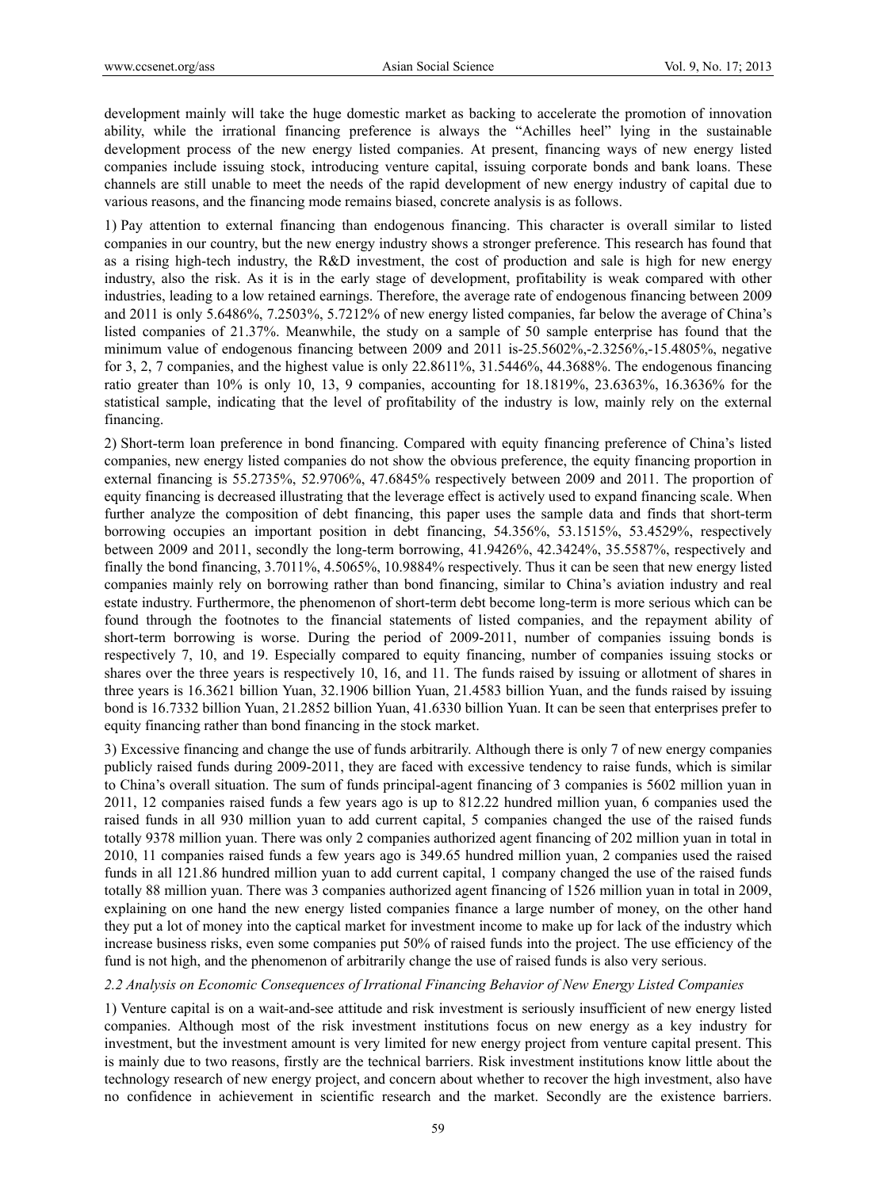development mainly will take the huge domestic market as backing to accelerate the promotion of innovation ability, while the irrational financing preference is always the "Achilles heel" lying in the sustainable development process of the new energy listed companies. At present, financing ways of new energy listed companies include issuing stock, introducing venture capital, issuing corporate bonds and bank loans. These channels are still unable to meet the needs of the rapid development of new energy industry of capital due to various reasons, and the financing mode remains biased, concrete analysis is as follows.

1) Pay attention to external financing than endogenous financing. This character is overall similar to listed companies in our country, but the new energy industry shows a stronger preference. This research has found that as a rising high-tech industry, the R&D investment, the cost of production and sale is high for new energy industry, also the risk. As it is in the early stage of development, profitability is weak compared with other industries, leading to a low retained earnings. Therefore, the average rate of endogenous financing between 2009 and 2011 is only 5.6486%, 7.2503%, 5.7212% of new energy listed companies, far below the average of China's listed companies of 21.37%. Meanwhile, the study on a sample of 50 sample enterprise has found that the minimum value of endogenous financing between 2009 and 2011 is-25.5602%,-2.3256%,-15.4805%, negative for 3, 2, 7 companies, and the highest value is only 22.8611%, 31.5446%, 44.3688%. The endogenous financing ratio greater than 10% is only 10, 13, 9 companies, accounting for 18.1819%, 23.6363%, 16.3636% for the statistical sample, indicating that the level of profitability of the industry is low, mainly rely on the external financing.

2) Short-term loan preference in bond financing. Compared with equity financing preference of China's listed companies, new energy listed companies do not show the obvious preference, the equity financing proportion in external financing is 55.2735%, 52.9706%, 47.6845% respectively between 2009 and 2011. The proportion of equity financing is decreased illustrating that the leverage effect is actively used to expand financing scale. When further analyze the composition of debt financing, this paper uses the sample data and finds that short-term borrowing occupies an important position in debt financing, 54.356%, 53.1515%, 53.4529%, respectively between 2009 and 2011, secondly the long-term borrowing, 41.9426%, 42.3424%, 35.5587%, respectively and finally the bond financing, 3.7011%, 4.5065%, 10.9884% respectively. Thus it can be seen that new energy listed companies mainly rely on borrowing rather than bond financing, similar to China's aviation industry and real estate industry. Furthermore, the phenomenon of short-term debt become long-term is more serious which can be found through the footnotes to the financial statements of listed companies, and the repayment ability of short-term borrowing is worse. During the period of 2009-2011, number of companies issuing bonds is respectively 7, 10, and 19. Especially compared to equity financing, number of companies issuing stocks or shares over the three years is respectively 10, 16, and 11. The funds raised by issuing or allotment of shares in three years is 16.3621 billion Yuan, 32.1906 billion Yuan, 21.4583 billion Yuan, and the funds raised by issuing bond is 16.7332 billion Yuan, 21.2852 billion Yuan, 41.6330 billion Yuan. It can be seen that enterprises prefer to equity financing rather than bond financing in the stock market.

3) Excessive financing and change the use of funds arbitrarily. Although there is only 7 of new energy companies publicly raised funds during 2009-2011, they are faced with excessive tendency to raise funds, which is similar to China's overall situation. The sum of funds principal-agent financing of 3 companies is 5602 million yuan in 2011, 12 companies raised funds a few years ago is up to 812.22 hundred million yuan, 6 companies used the raised funds in all 930 million yuan to add current capital, 5 companies changed the use of the raised funds totally 9378 million yuan. There was only 2 companies authorized agent financing of 202 million yuan in total in 2010, 11 companies raised funds a few years ago is 349.65 hundred million yuan, 2 companies used the raised funds in all 121.86 hundred million yuan to add current capital, 1 company changed the use of the raised funds totally 88 million yuan. There was 3 companies authorized agent financing of 1526 million yuan in total in 2009, explaining on one hand the new energy listed companies finance a large number of money, on the other hand they put a lot of money into the captical market for investment income to make up for lack of the industry which increase business risks, even some companies put 50% of raised funds into the project. The use efficiency of the fund is not high, and the phenomenon of arbitrarily change the use of raised funds is also very serious.

*2.2 Analysis on Economic Consequences of Irrational Financing Behavior of New Energy Listed Companies*

1) Venture capital is on a wait-and-see attitude and risk investment is seriously insufficient of new energy listed companies. Although most of the risk investment institutions focus on new energy as a key industry for investment, but the investment amount is very limited for new energy project from venture capital present. This is mainly due to two reasons, firstly are the technical barriers. Risk investment institutions know little about the technology research of new energy project, and concern about whether to recover the high investment, also have no confidence in achievement in scientific research and the market. Secondly are the existence barriers.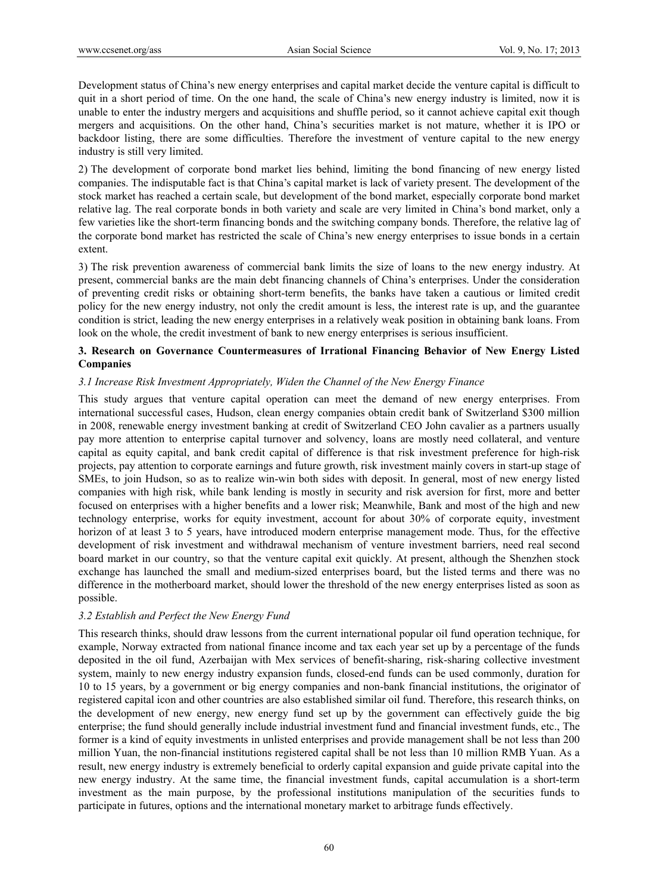Development status of China's new energy enterprises and capital market decide the venture capital is difficult to quit in a short period of time. On the one hand, the scale of China's new energy industry is limited, now it is unable to enter the industry mergers and acquisitions and shuffle period, so it cannot achieve capital exit though mergers and acquisitions. On the other hand, China's securities market is not mature, whether it is IPO or backdoor listing, there are some difficulties. Therefore the investment of venture capital to the new energy industry is still very limited.

2) The development of corporate bond market lies behind, limiting the bond financing of new energy listed companies. The indisputable fact is that China's capital market is lack of variety present. The development of the stock market has reached a certain scale, but development of the bond market, especially corporate bond market relative lag. The real corporate bonds in both variety and scale are very limited in China's bond market, only a few varieties like the short-term financing bonds and the switching company bonds. Therefore, the relative lag of the corporate bond market has restricted the scale of China's new energy enterprises to issue bonds in a certain extent.

3) The risk prevention awareness of commercial bank limits the size of loans to the new energy industry. At present, commercial banks are the main debt financing channels of China's enterprises. Under the consideration of preventing credit risks or obtaining short-term benefits, the banks have taken a cautious or limited credit policy for the new energy industry, not only the credit amount is less, the interest rate is up, and the guarantee condition is strict, leading the new energy enterprises in a relatively weak position in obtaining bank loans. From look on the whole, the credit investment of bank to new energy enterprises is serious insufficient.

## 3. Research on Governance Countermeasures of Irrational Financing Behavior of New Energy Listed Companies

### *3.1 Increase Risk Investment Appropriately, Widen the Channel of the New Energy Finance*

This study argues that venture capital operation can meet the demand of new energy enterprises. From international successful cases, Hudson, clean energy companies obtain credit bank of Switzerland $300 million in 2008, renewable energy investment banking at credit of Switzerland CEO John cavalier as a partners usually pay more attention to enterprise capital turnover and solvency, loans are mostly need collateral, and venture capital as equity capital, and bank credit capital of difference is that risk investment preference for high-risk projects, pay attention to corporate earnings and future growth, risk investment mainly covers in start-up stage of SMEs, to join Hudson, so as to realize win-win both sides with deposit. In general, most of new energy listed companies with high risk, while bank lending is mostly in security and risk aversion for first, more and better focused on enterprises with a higher benefits and a lower risk; Meanwhile, Bank and most of the high and new technology enterprise, works for equity investment, account for about 30% of corporate equity, investment horizon of at least 3 to 5 years, have introduced modern enterprise management mode. Thus, for the effective development of risk investment and withdrawal mechanism of venture investment barriers, need real second board market in our country, so that the venture capital exit quickly. At present, although the Shenzhen stock exchange has launched the small and medium-sized enterprises board, but the listed terms and there was no difference in the motherboard market, should lower the threshold of the new energy enterprises listed as soon as possible.

### *3.2 Establish and Perfect the New Energy Fund*

This research thinks, should draw lessons from the current international popular oil fund operation technique, for example, Norway extracted from national finance income and tax each year set up by a percentage of the funds deposited in the oil fund, Azerbaijan with Mex services of benefit-sharing, risk-sharing collective investment system, mainly to new energy industry expansion funds, closed-end funds can be used commonly, duration for 10 to 15 years, by a government or big energy companies and non-bank financial institutions, the originator of registered capital icon and other countries are also established similar oil fund. Therefore, this research thinks, on the development of new energy, new energy fund set up by the government can effectively guide the big enterprise; the fund should generally include industrial investment fund and financial investment funds, etc., The former is a kind of equity investments in unlisted enterprises and provide management shall be not less than 200 million Yuan, the non-financial institutions registered capital shall be not less than 10 million RMB Yuan. As a result, new energy industry is extremely beneficial to orderly capital expansion and guide private capital into the new energy industry. At the same time, the financial investment funds, capital accumulation is a short-term investment as the main purpose, by the professional institutions manipulation of the securities funds to participate in futures, options and the international monetary market to arbitrage funds effectively.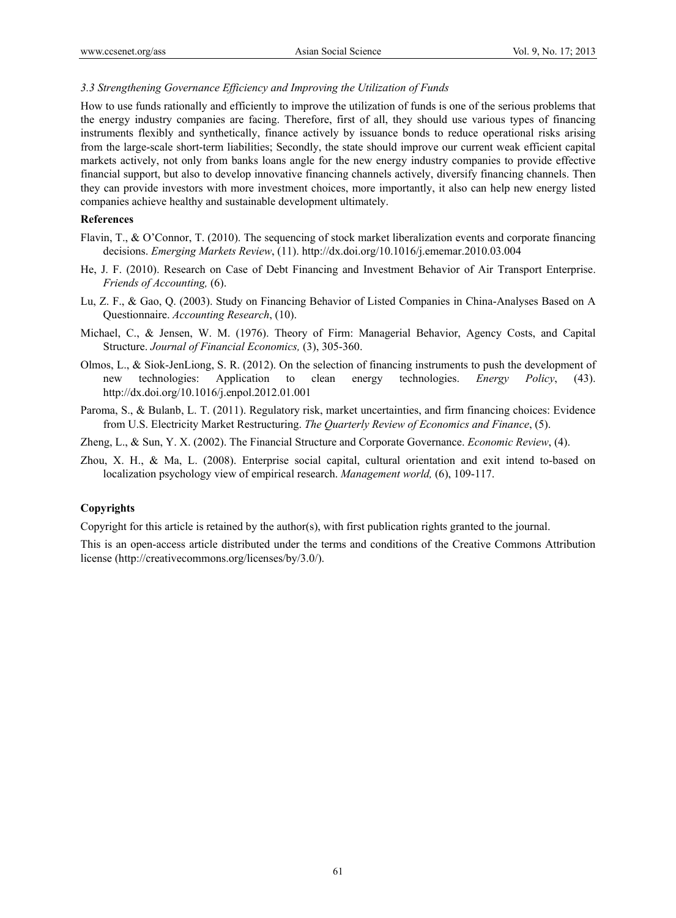### *3.3 Strengthening Governance Efficiency and Improving the Utilization of Funds*

How to use funds rationally and efficiently to improve the utilization of funds is one of the serious problems that the energy industry companies are facing. Therefore, first of all, they should use various types of financing instruments flexibly and synthetically, finance actively by issuance bonds to reduce operational risks arising from the large-scale short-term liabilities; Secondly, the state should improve our current weak efficient capital markets actively, not only from banks loans angle for the new energy industry companies to provide effective financial support, but also to develop innovative financing channels actively, diversify financing channels. Then they can provide investors with more investment choices, more importantly, it also can help new energy listed companies achieve healthy and sustainable development ultimately.

## References

Flavin, T., & O'Connor, T. (2010). The sequencing of stock market liberalization events and corporate financing decisions. *Emerging Markets Review*, (11). http://dx.doi.org/10.1016/j.ememar.2010.03.004

He, J. F. (2010). Research on Case of Debt Financing and Investment Behavior of Air Transport Enterprise. *Friends of Accounting,* (6).

Lu, Z. F., & Gao, Q. (2003). Study on Financing Behavior of Listed Companies in China-Analyses Based on A Questionnaire. *Accounting Research*, (10).

Michael, C., & Jensen, W. M. (1976). Theory of Firm: Managerial Behavior, Agency Costs, and Capital Structure. *Journal of Financial Economics,* (3), 305-360.

Olmos, L., & Siok-JenLiong, S. R. (2012). On the selection of financing instruments to push the development of new technologies: Application to clean energy technologies. *Energy Policy*, (43). http://dx.doi.org/10.1016/j.enpol.2012.01.001

Paroma, S., & Bulanb, L. T. (2011). Regulatory risk, market uncertainties, and firm financing choices: Evidence from U.S. Electricity Market Restructuring. *The Quarterly Review of Economics and Finance*, (5).

Zheng, L., & Sun, Y. X. (2002). The Financial Structure and Corporate Governance. *Economic Review*, (4).

Zhou, X. H., & Ma, L. (2008). Enterprise social capital, cultural orientation and exit intend to-based on localization psychology view of empirical research. *Management world,* (6), 109-117.

## Copyrights

Copyright for this article is retained by the author(s), with first publication rights granted to the journal.

This is an open-access article distributed under the terms and conditions of the Creative Commons Attribution license (http://creativecommons.org/licenses/by/3.0/).